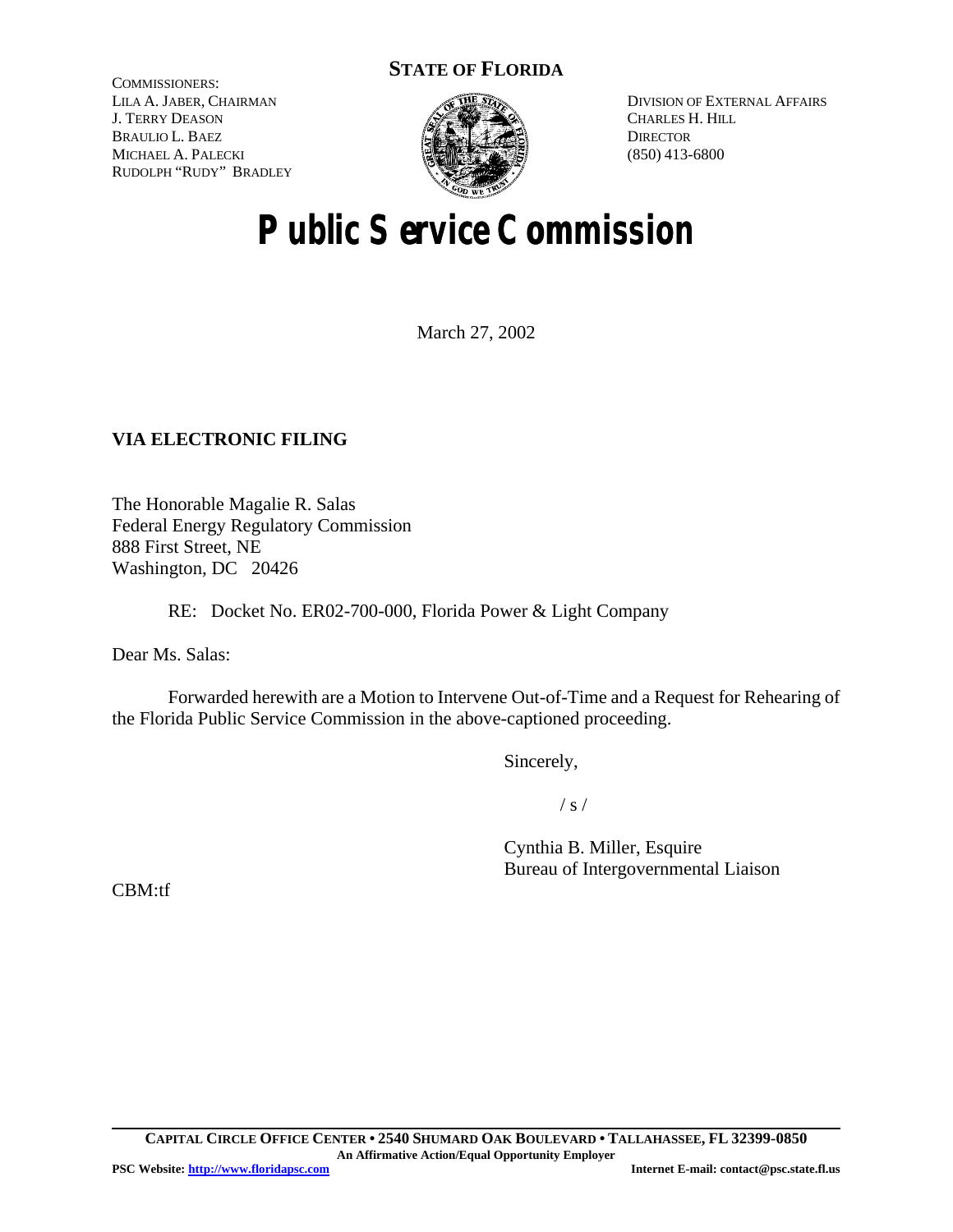**STATE OF FLORIDA**

COMMISSIONERS:
LILA A. JABER, CHAIRMAN
J. TERRY DEASON
BRAULIO L. BAEZ
MICHAEL A. PALECKI
RUDOLPH "RUDY" BRADLEY

DIVISION OF EXTERNAL AFFAIRS
CHARLES H. HILL
DIRECTOR
(850) 413-6800

# Public Service Commission

March 27, 2002

**VIA ELECTRONIC FILING**

The Honorable Magalie R. Salas
Federal Energy Regulatory Commission
888 First Street, NE
Washington, DC 20426

RE: Docket No. ER02-700-000, Florida Power & Light Company

Dear Ms. Salas:

Forwarded herewith are a Motion to Intervene Out-of-Time and a Request for Rehearing of the Florida Public Service Commission in the above-captioned proceeding.

Sincerely,

/ s /

Cynthia B. Miller, Esquire
Bureau of Intergovernmental Liaison

CBM:tf

**CAPITAL CIRCLE OFFICE CENTER • 2540 SHUMARD OAK BOULEVARD • TALLAHASSEE, FL 32399-0850**
**An Affirmative Action/Equal Opportunity Employer**
**PSC Website: http://www.floridapsc.com** **Internet E-mail: contact@psc.state.fl.us**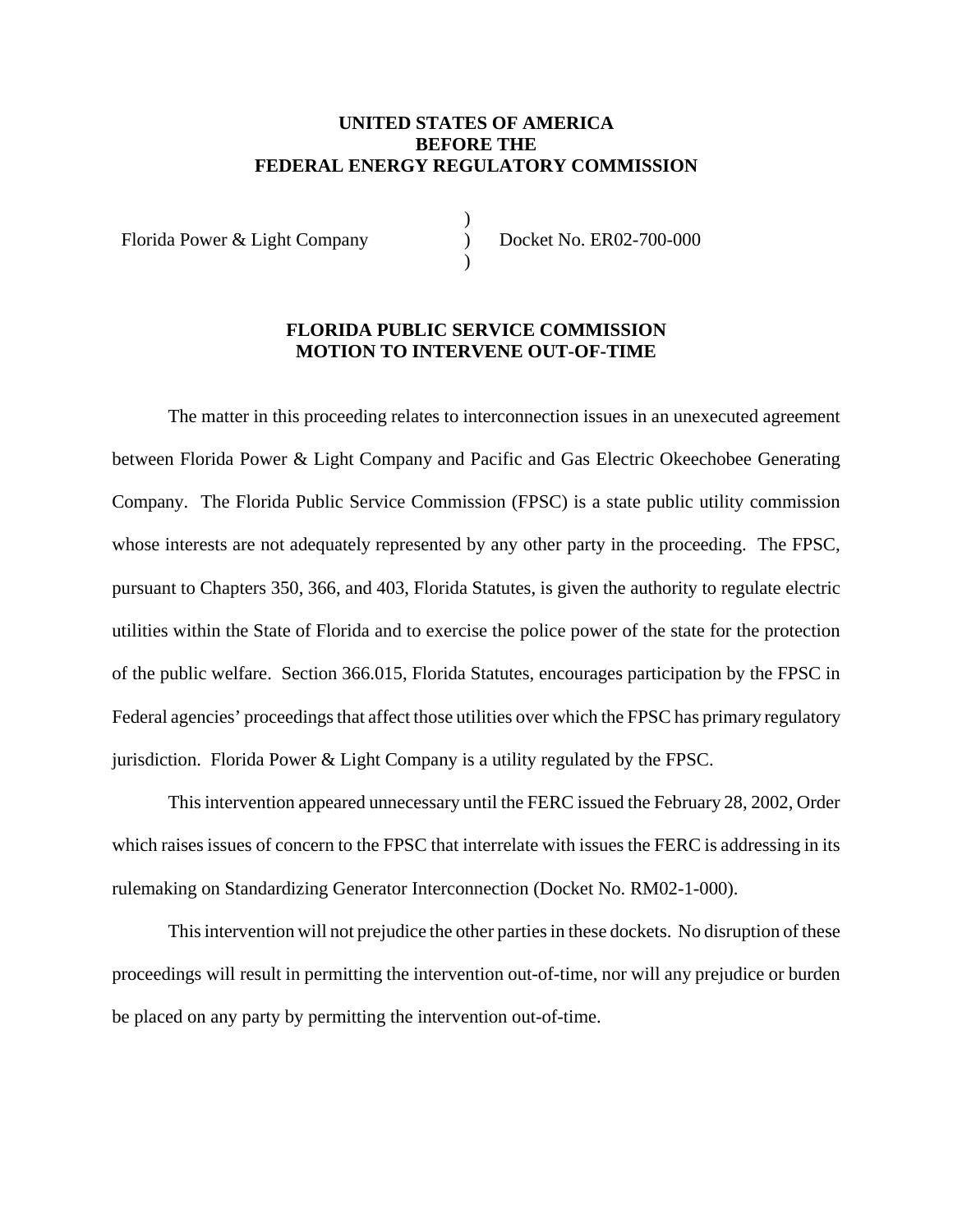**UNITED STATES OF AMERICA**
**BEFORE THE**
**FEDERAL ENERGY REGULATORY COMMISSION**

| | | |
|---|---|---|
| | ) | |
| Florida Power & Light Company | ) | Docket No. ER02-700-000 |
| | ) | |

**FLORIDA PUBLIC SERVICE COMMISSION**
**MOTION TO INTERVENE OUT-OF-TIME**

The matter in this proceeding relates to interconnection issues in an unexecuted agreement between Florida Power & Light Company and Pacific and Gas Electric Okeechobee Generating Company. The Florida Public Service Commission (FPSC) is a state public utility commission whose interests are not adequately represented by any other party in the proceeding. The FPSC, pursuant to Chapters 350, 366, and 403, Florida Statutes, is given the authority to regulate electric utilities within the State of Florida and to exercise the police power of the state for the protection of the public welfare. Section 366.015, Florida Statutes, encourages participation by the FPSC in Federal agencies' proceedings that affect those utilities over which the FPSC has primary regulatory jurisdiction. Florida Power & Light Company is a utility regulated by the FPSC.

This intervention appeared unnecessary until the FERC issued the February 28, 2002, Order which raises issues of concern to the FPSC that interrelate with issues the FERC is addressing in its rulemaking on Standardizing Generator Interconnection (Docket No. RM02-1-000).

This intervention will not prejudice the other parties in these dockets. No disruption of these proceedings will result in permitting the intervention out-of-time, nor will any prejudice or burden be placed on any party by permitting the intervention out-of-time.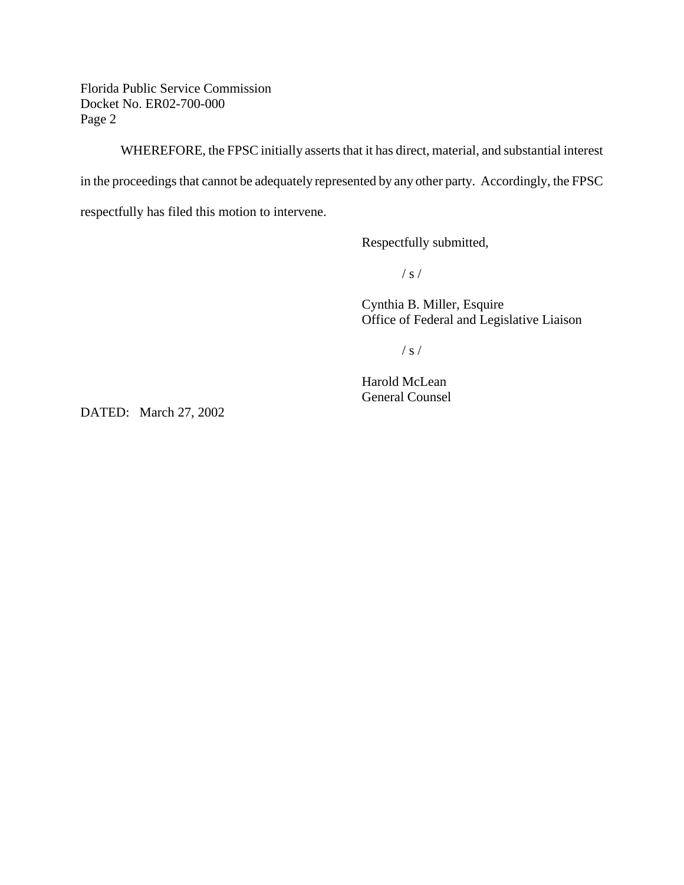WHEREFORE, the FPSC initially asserts that it has direct, material, and substantial interest in the proceedings that cannot be adequately represented by any other party. Accordingly, the FPSC respectfully has filed this motion to intervene.

Respectfully submitted,

/ s /

Cynthia B. Miller, Esquire
Office of Federal and Legislative Liaison

/ s /

Harold McLean
General Counsel

DATED: March 27, 2002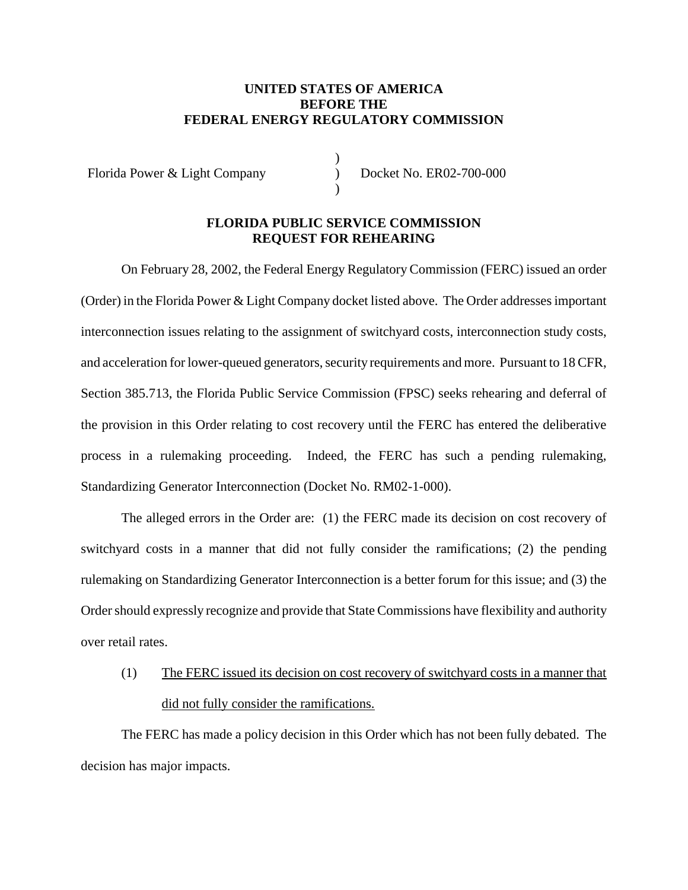**UNITED STATES OF AMERICA**
**BEFORE THE**
**FEDERAL ENERGY REGULATORY COMMISSION**

| | | |
|---|---|---|
| | ) | |
| Florida Power & Light Company | ) | Docket No. ER02-700-000 |
| | ) | |

**FLORIDA PUBLIC SERVICE COMMISSION**
**REQUEST FOR REHEARING**

On February 28, 2002, the Federal Energy Regulatory Commission (FERC) issued an order (Order) in the Florida Power & Light Company docket listed above. The Order addresses important interconnection issues relating to the assignment of switchyard costs, interconnection study costs, and acceleration for lower-queued generators, security requirements and more. Pursuant to 18 CFR, Section 385.713, the Florida Public Service Commission (FPSC) seeks rehearing and deferral of the provision in this Order relating to cost recovery until the FERC has entered the deliberative process in a rulemaking proceeding. Indeed, the FERC has such a pending rulemaking, Standardizing Generator Interconnection (Docket No. RM02-1-000).

The alleged errors in the Order are: (1) the FERC made its decision on cost recovery of switchyard costs in a manner that did not fully consider the ramifications; (2) the pending rulemaking on Standardizing Generator Interconnection is a better forum for this issue; and (3) the Order should expressly recognize and provide that State Commissions have flexibility and authority over retail rates.

(1) The FERC issued its decision on cost recovery of switchyard costs in a manner that did not fully consider the ramifications.

The FERC has made a policy decision in this Order which has not been fully debated. The decision has major impacts.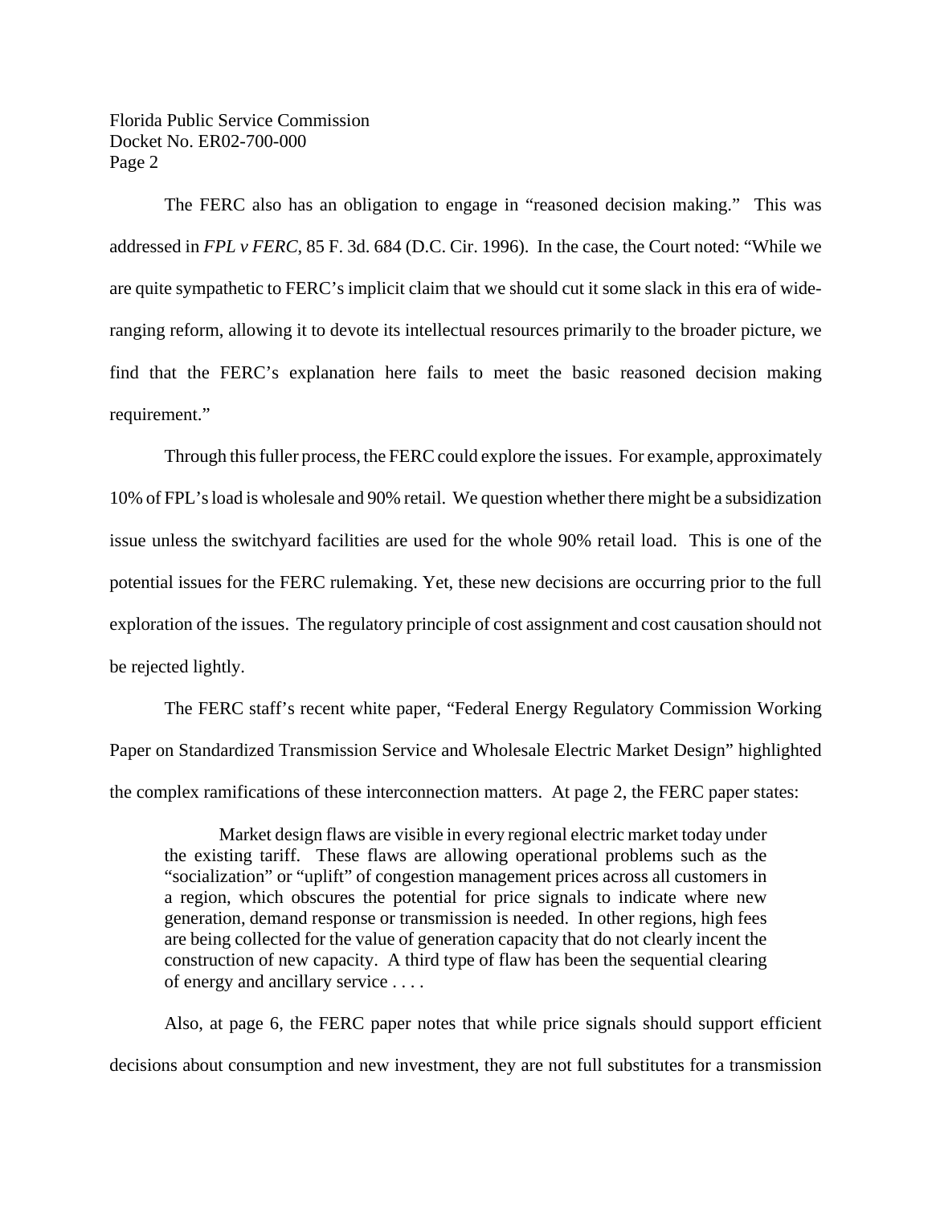The FERC also has an obligation to engage in "reasoned decision making." This was addressed in *FPL v FERC*, 85 F. 3d. 684 (D.C. Cir. 1996). In the case, the Court noted: "While we are quite sympathetic to FERC's implicit claim that we should cut it some slack in this era of wide-ranging reform, allowing it to devote its intellectual resources primarily to the broader picture, we find that the FERC's explanation here fails to meet the basic reasoned decision making requirement."

Through this fuller process, the FERC could explore the issues. For example, approximately 10% of FPL's load is wholesale and 90% retail. We question whether there might be a subsidization issue unless the switchyard facilities are used for the whole 90% retail load. This is one of the potential issues for the FERC rulemaking. Yet, these new decisions are occurring prior to the full exploration of the issues. The regulatory principle of cost assignment and cost causation should not be rejected lightly.

The FERC staff's recent white paper, "Federal Energy Regulatory Commission Working Paper on Standardized Transmission Service and Wholesale Electric Market Design" highlighted the complex ramifications of these interconnection matters. At page 2, the FERC paper states:

> Market design flaws are visible in every regional electric market today under the existing tariff. These flaws are allowing operational problems such as the "socialization" or "uplift" of congestion management prices across all customers in a region, which obscures the potential for price signals to indicate where new generation, demand response or transmission is needed. In other regions, high fees are being collected for the value of generation capacity that do not clearly incent the construction of new capacity. A third type of flaw has been the sequential clearing of energy and ancillary service . . . .

Also, at page 6, the FERC paper notes that while price signals should support efficient decisions about consumption and new investment, they are not full substitutes for a transmission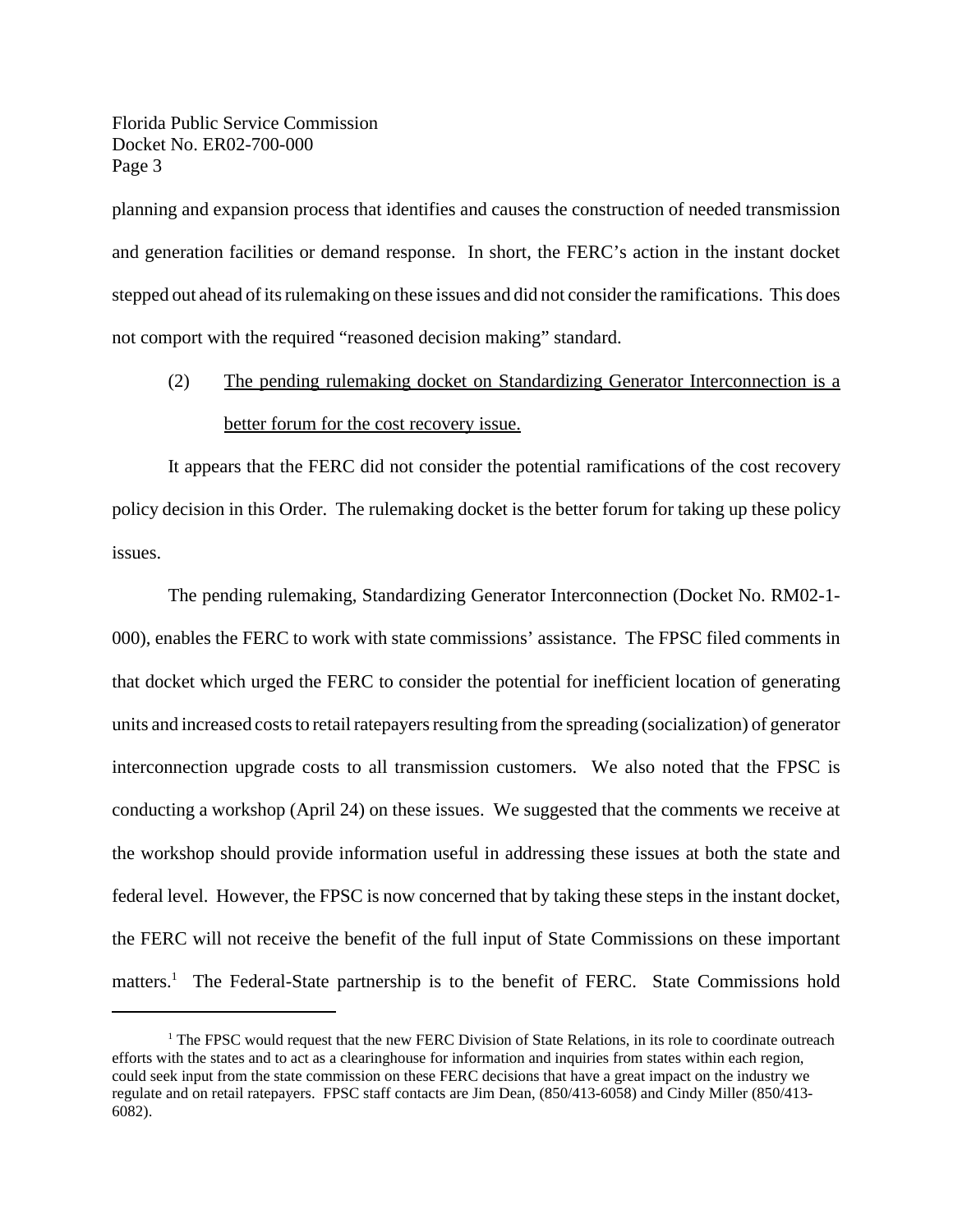planning and expansion process that identifies and causes the construction of needed transmission and generation facilities or demand response. In short, the FERC's action in the instant docket stepped out ahead of its rulemaking on these issues and did not consider the ramifications. This does not comport with the required "reasoned decision making" standard.

(2) <u>The pending rulemaking docket on Standardizing Generator Interconnection is a better forum for the cost recovery issue.</u>

It appears that the FERC did not consider the potential ramifications of the cost recovery policy decision in this Order. The rulemaking docket is the better forum for taking up these policy issues.

The pending rulemaking, Standardizing Generator Interconnection (Docket No. RM02-1-000), enables the FERC to work with state commissions' assistance. The FPSC filed comments in that docket which urged the FERC to consider the potential for inefficient location of generating units and increased costs to retail ratepayers resulting from the spreading (socialization) of generator interconnection upgrade costs to all transmission customers. We also noted that the FPSC is conducting a workshop (April 24) on these issues. We suggested that the comments we receive at the workshop should provide information useful in addressing these issues at both the state and federal level. However, the FPSC is now concerned that by taking these steps in the instant docket, the FERC will not receive the benefit of the full input of State Commissions on these important matters.[1] The Federal-State partnership is to the benefit of FERC. State Commissions hold

[1] The FPSC would request that the new FERC Division of State Relations, in its role to coordinate outreach efforts with the states and to act as a clearinghouse for information and inquiries from states within each region, could seek input from the state commission on these FERC decisions that have a great impact on the industry we regulate and on retail ratepayers. FPSC staff contacts are Jim Dean, (850/413-6058) and Cindy Miller (850/413-6082).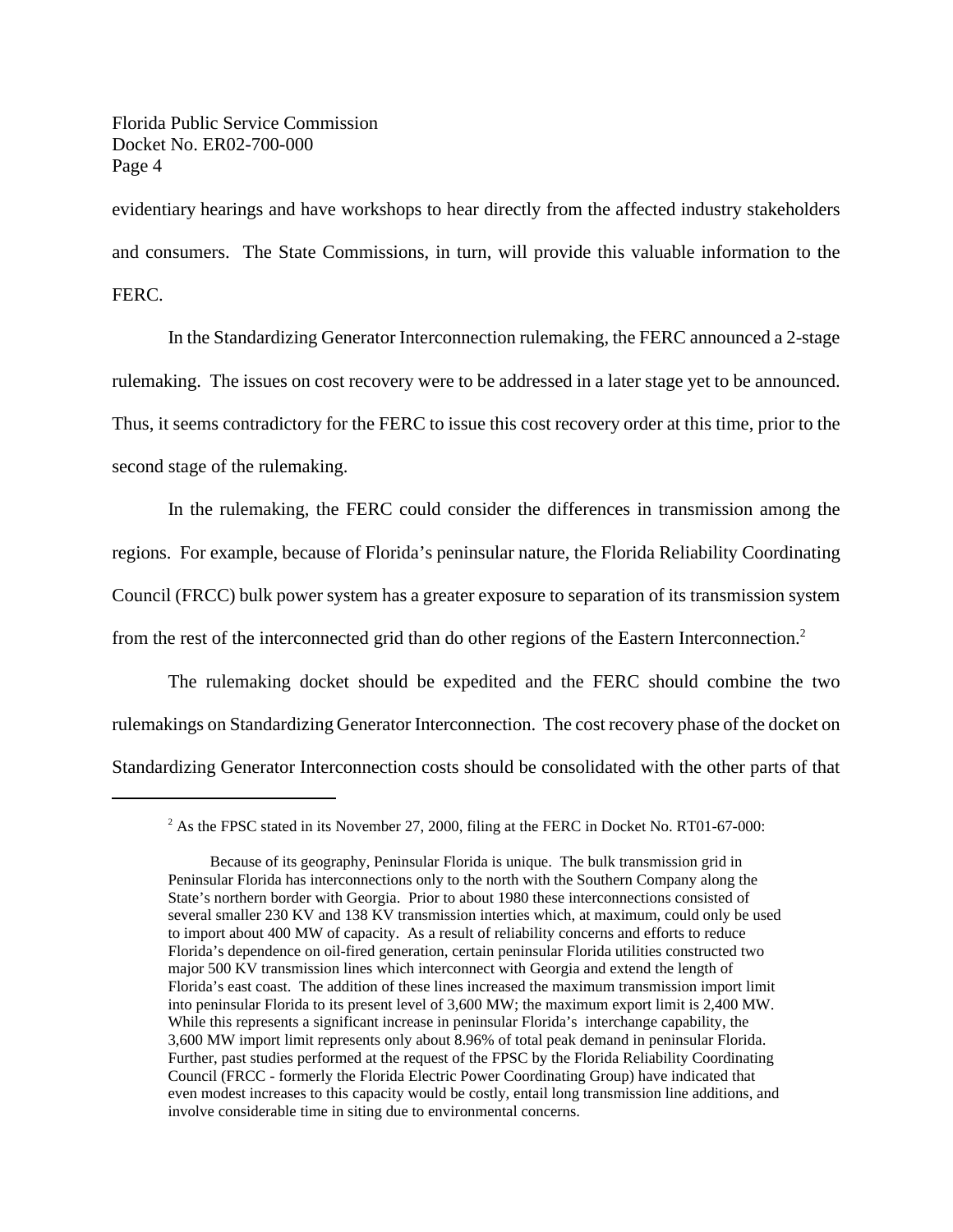evidentiary hearings and have workshops to hear directly from the affected industry stakeholders and consumers. The State Commissions, in turn, will provide this valuable information to the FERC.

In the Standardizing Generator Interconnection rulemaking, the FERC announced a 2-stage rulemaking. The issues on cost recovery were to be addressed in a later stage yet to be announced. Thus, it seems contradictory for the FERC to issue this cost recovery order at this time, prior to the second stage of the rulemaking.

In the rulemaking, the FERC could consider the differences in transmission among the regions. For example, because of Florida's peninsular nature, the Florida Reliability Coordinating Council (FRCC) bulk power system has a greater exposure to separation of its transmission system from the rest of the interconnected grid than do other regions of the Eastern Interconnection.[2]

The rulemaking docket should be expedited and the FERC should combine the two rulemakings on Standardizing Generator Interconnection. The cost recovery phase of the docket on Standardizing Generator Interconnection costs should be consolidated with the other parts of that

---

[2] As the FPSC stated in its November 27, 2000, filing at the FERC in Docket No. RT01-67-000:

> Because of its geography, Peninsular Florida is unique. The bulk transmission grid in Peninsular Florida has interconnections only to the north with the Southern Company along the State's northern border with Georgia. Prior to about 1980 these interconnections consisted of several smaller 230 KV and 138 KV transmission interties which, at maximum, could only be used to import about 400 MW of capacity. As a result of reliability concerns and efforts to reduce Florida's dependence on oil-fired generation, certain peninsular Florida utilities constructed two major 500 KV transmission lines which interconnect with Georgia and extend the length of Florida's east coast. The addition of these lines increased the maximum transmission import limit into peninsular Florida to its present level of 3,600 MW; the maximum export limit is 2,400 MW. While this represents a significant increase in peninsular Florida's interchange capability, the 3,600 MW import limit represents only about 8.96% of total peak demand in peninsular Florida. Further, past studies performed at the request of the FPSC by the Florida Reliability Coordinating Council (FRCC - formerly the Florida Electric Power Coordinating Group) have indicated that even modest increases to this capacity would be costly, entail long transmission line additions, and involve considerable time in siting due to environmental concerns.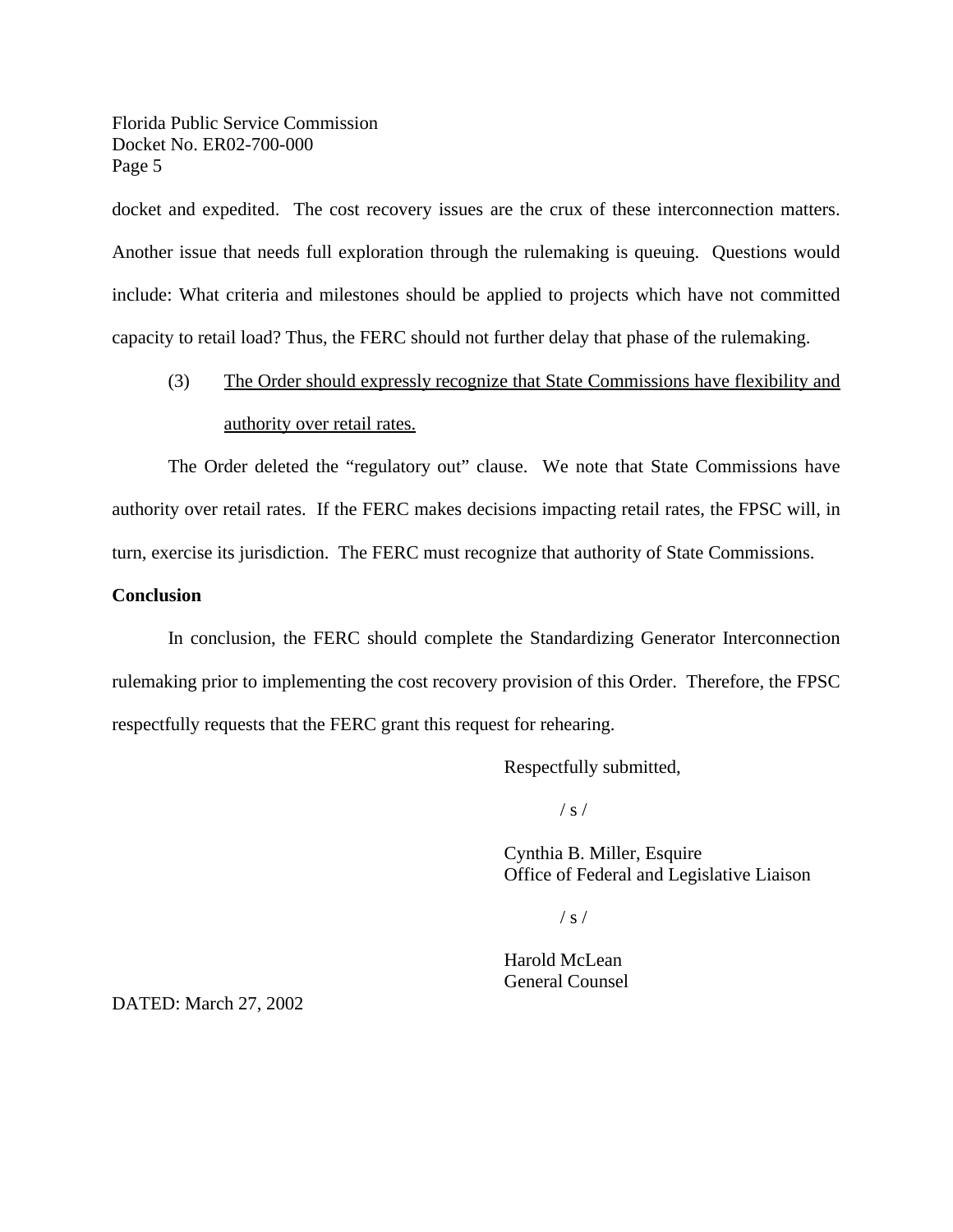docket and expedited. The cost recovery issues are the crux of these interconnection matters. Another issue that needs full exploration through the rulemaking is queuing. Questions would include: What criteria and milestones should be applied to projects which have not committed capacity to retail load? Thus, the FERC should not further delay that phase of the rulemaking.

(3) The Order should expressly recognize that State Commissions have flexibility and authority over retail rates.

The Order deleted the "regulatory out" clause. We note that State Commissions have authority over retail rates. If the FERC makes decisions impacting retail rates, the FPSC will, in turn, exercise its jurisdiction. The FERC must recognize that authority of State Commissions.

**Conclusion**

In conclusion, the FERC should complete the Standardizing Generator Interconnection rulemaking prior to implementing the cost recovery provision of this Order. Therefore, the FPSC respectfully requests that the FERC grant this request for rehearing.

Respectfully submitted,

/ s /

Cynthia B. Miller, Esquire
Office of Federal and Legislative Liaison

/ s /

Harold McLean
General Counsel

DATED: March 27, 2002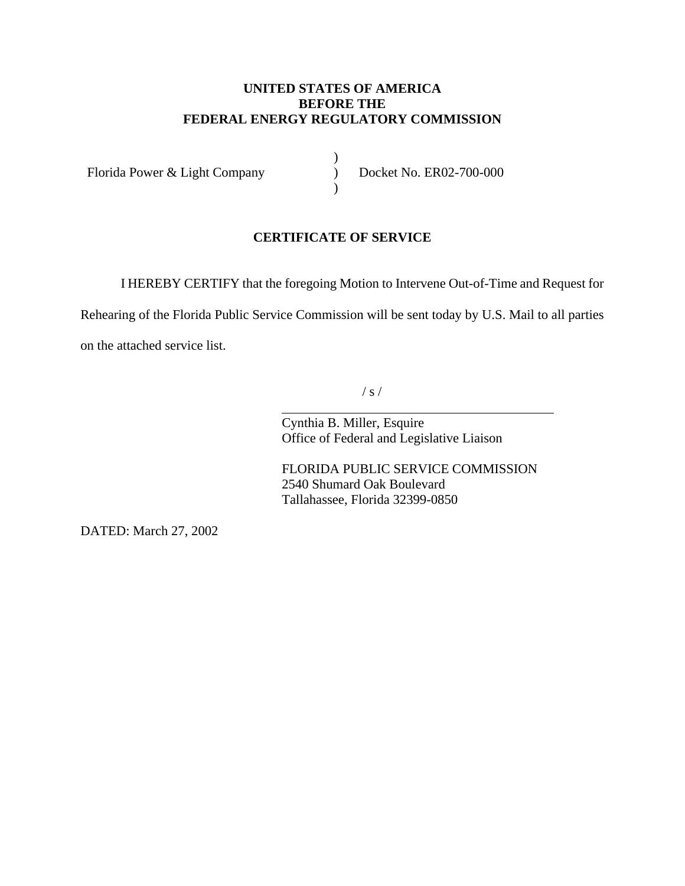**UNITED STATES OF AMERICA**
**BEFORE THE**
**FEDERAL ENERGY REGULATORY COMMISSION**

| | | |
|---|---|---|
| | ) | |
| Florida Power & Light Company | ) | Docket No. ER02-700-000 |
| | ) | |

## CERTIFICATE OF SERVICE

I HEREBY CERTIFY that the foregoing Motion to Intervene Out-of-Time and Request for Rehearing of the Florida Public Service Commission will be sent today by U.S. Mail to all parties on the attached service list.

/ s /

Cynthia B. Miller, Esquire
Office of Federal and Legislative Liaison

FLORIDA PUBLIC SERVICE COMMISSION
2540 Shumard Oak Boulevard
Tallahassee, Florida 32399-0850

DATED: March 27, 2002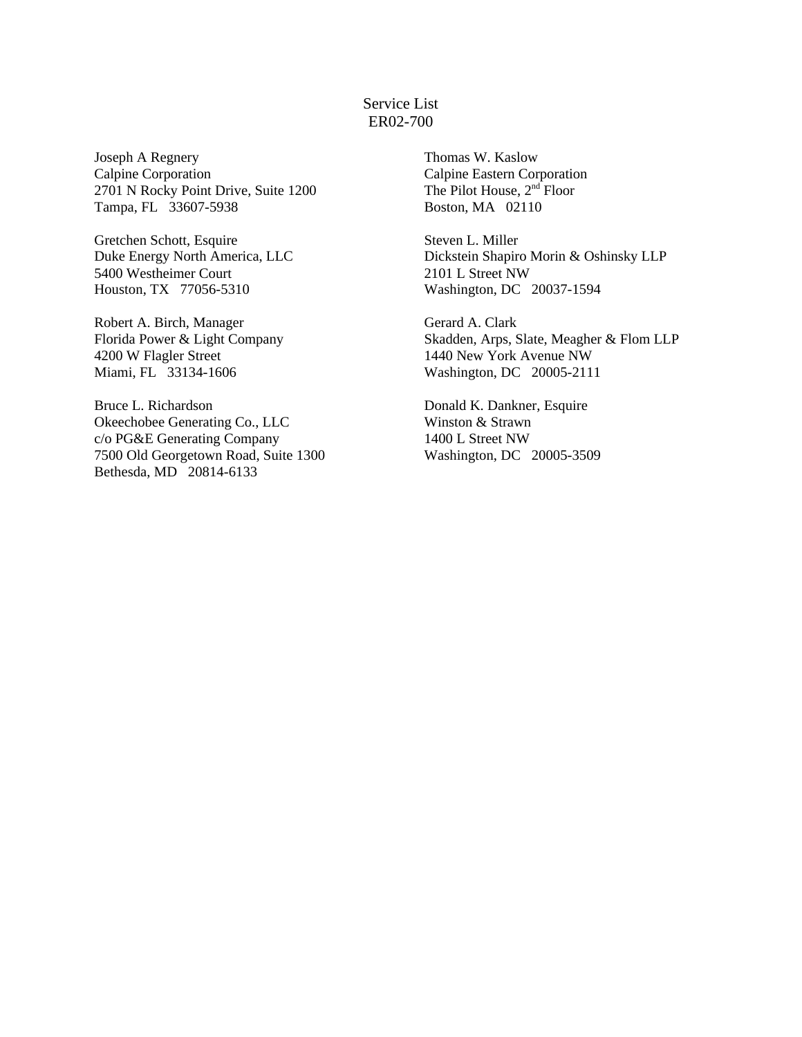Service List
ER02-700

Joseph A Regnery
Calpine Corporation
2701 N Rocky Point Drive, Suite 1200
Tampa, FL 33607-5938

Gretchen Schott, Esquire
Duke Energy North America, LLC
5400 Westheimer Court
Houston, TX 77056-5310

Robert A. Birch, Manager
Florida Power & Light Company
4200 W Flagler Street
Miami, FL 33134-1606

Bruce L. Richardson
Okeechobee Generating Co., LLC
c/o PG&E Generating Company
7500 Old Georgetown Road, Suite 1300
Bethesda, MD 20814-6133

Thomas W. Kaslow
Calpine Eastern Corporation
The Pilot House, 2nd Floor
Boston, MA 02110

Steven L. Miller
Dickstein Shapiro Morin & Oshinsky LLP
2101 L Street NW
Washington, DC 20037-1594

Gerard A. Clark
Skadden, Arps, Slate, Meagher & Flom LLP
1440 New York Avenue NW
Washington, DC 20005-2111

Donald K. Dankner, Esquire
Winston & Strawn
1400 L Street NW
Washington, DC 20005-3509